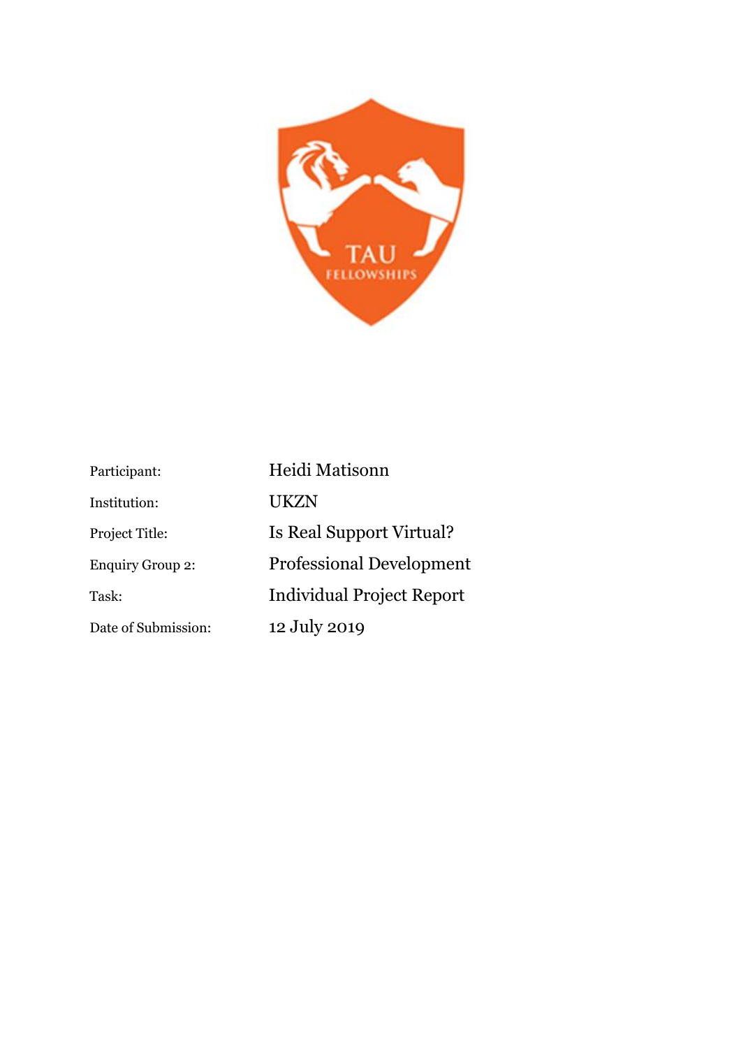TAU

FELLOWSHIPS

| | |
|---|---|
| Participant: | Heidi Matisonn |
| Institution: | UKZN |
| Project Title: | Is Real Support Virtual? |
| Enquiry Group 2: | Professional Development |
| Task: | Individual Project Report |
| Date of Submission: | 12 July 2019 |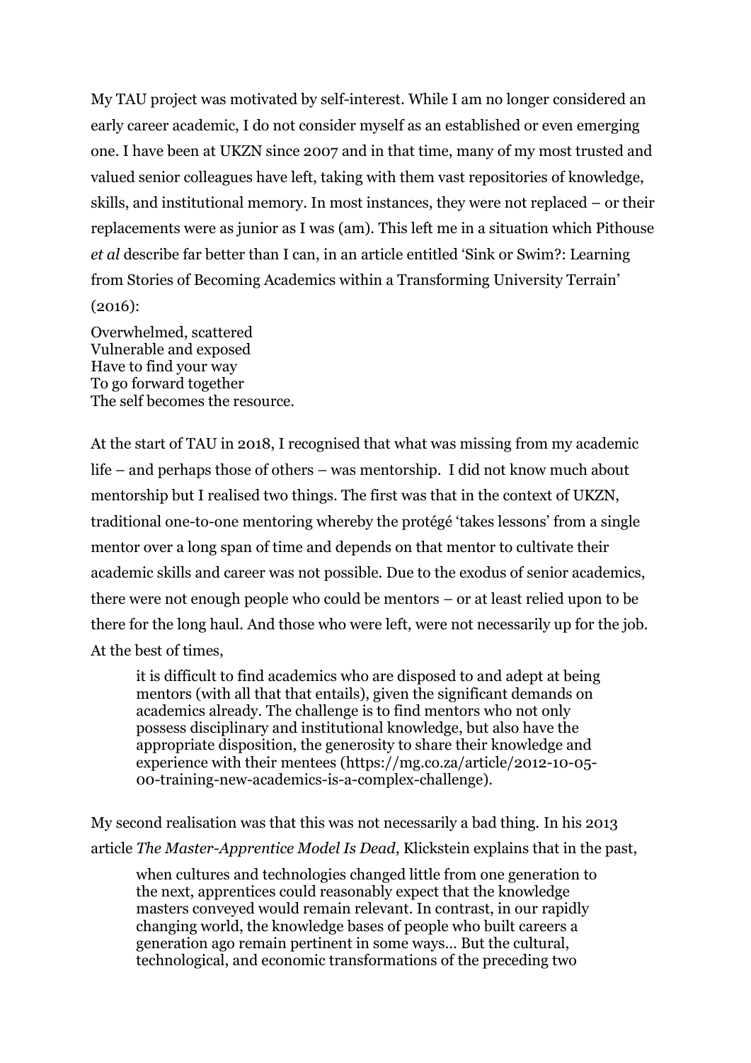My TAU project was motivated by self-interest. While I am no longer considered an early career academic, I do not consider myself as an established or even emerging one. I have been at UKZN since 2007 and in that time, many of my most trusted and valued senior colleagues have left, taking with them vast repositories of knowledge, skills, and institutional memory. In most instances, they were not replaced – or their replacements were as junior as I was (am). This left me in a situation which Pithouse *et al* describe far better than I can, in an article entitled 'Sink or Swim?: Learning from Stories of Becoming Academics within a Transforming University Terrain' (2016):

Overwhelmed, scattered  
Vulnerable and exposed  
Have to find your way  
To go forward together  
The self becomes the resource.

At the start of TAU in 2018, I recognised that what was missing from my academic life – and perhaps those of others – was mentorship. I did not know much about mentorship but I realised two things. The first was that in the context of UKZN, traditional one-to-one mentoring whereby the protégé 'takes lessons' from a single mentor over a long span of time and depends on that mentor to cultivate their academic skills and career was not possible. Due to the exodus of senior academics, there were not enough people who could be mentors – or at least relied upon to be there for the long haul. And those who were left, were not necessarily up for the job. At the best of times,

> it is difficult to find academics who are disposed to and adept at being mentors (with all that that entails), given the significant demands on academics already. The challenge is to find mentors who not only possess disciplinary and institutional knowledge, but also have the appropriate disposition, the generosity to share their knowledge and experience with their mentees (https://mg.co.za/article/2012-10-05-00-training-new-academics-is-a-complex-challenge).

My second realisation was that this was not necessarily a bad thing. In his 2013 article *The Master-Apprentice Model Is Dead*, Klickstein explains that in the past,

> when cultures and technologies changed little from one generation to the next, apprentices could reasonably expect that the knowledge masters conveyed would remain relevant. In contrast, in our rapidly changing world, the knowledge bases of people who built careers a generation ago remain pertinent in some ways… But the cultural, technological, and economic transformations of the preceding two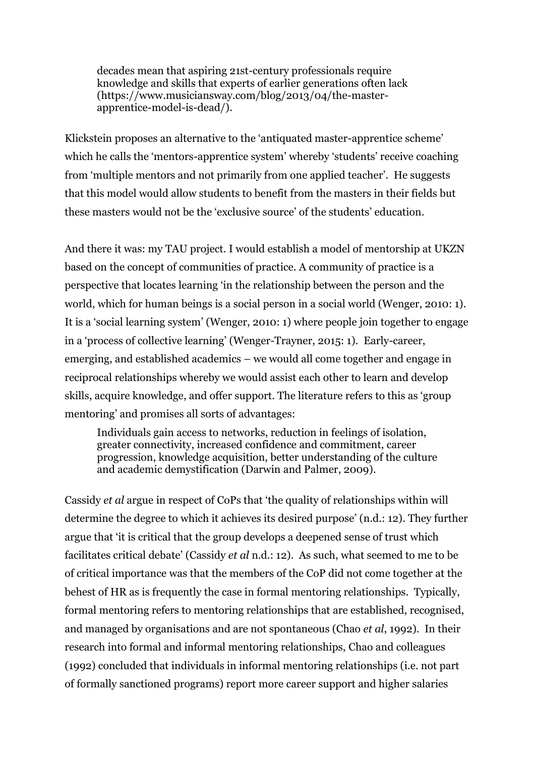> decades mean that aspiring 21st-century professionals require knowledge and skills that experts of earlier generations often lack (https://www.musiciansway.com/blog/2013/04/the-master-apprentice-model-is-dead/).

Klickstein proposes an alternative to the 'antiquated master-apprentice scheme' which he calls the 'mentors-apprentice system' whereby 'students' receive coaching from 'multiple mentors and not primarily from one applied teacher'. He suggests that this model would allow students to benefit from the masters in their fields but these masters would not be the 'exclusive source' of the students' education.

And there it was: my TAU project. I would establish a model of mentorship at UKZN based on the concept of communities of practice. A community of practice is a perspective that locates learning 'in the relationship between the person and the world, which for human beings is a social person in a social world (Wenger, 2010: 1). It is a 'social learning system' (Wenger, 2010: 1) where people join together to engage in a 'process of collective learning' (Wenger-Trayner, 2015: 1). Early-career, emerging, and established academics – we would all come together and engage in reciprocal relationships whereby we would assist each other to learn and develop skills, acquire knowledge, and offer support. The literature refers to this as 'group mentoring' and promises all sorts of advantages:

> Individuals gain access to networks, reduction in feelings of isolation, greater connectivity, increased confidence and commitment, career progression, knowledge acquisition, better understanding of the culture and academic demystification (Darwin and Palmer, 2009).

Cassidy *et al* argue in respect of CoPs that 'the quality of relationships within will determine the degree to which it achieves its desired purpose' (n.d.: 12). They further argue that 'it is critical that the group develops a deepened sense of trust which facilitates critical debate' (Cassidy *et al* n.d.: 12). As such, what seemed to me to be of critical importance was that the members of the CoP did not come together at the behest of HR as is frequently the case in formal mentoring relationships. Typically, formal mentoring refers to mentoring relationships that are established, recognised, and managed by organisations and are not spontaneous (Chao *et al*, 1992). In their research into formal and informal mentoring relationships, Chao and colleagues (1992) concluded that individuals in informal mentoring relationships (i.e. not part of formally sanctioned programs) report more career support and higher salaries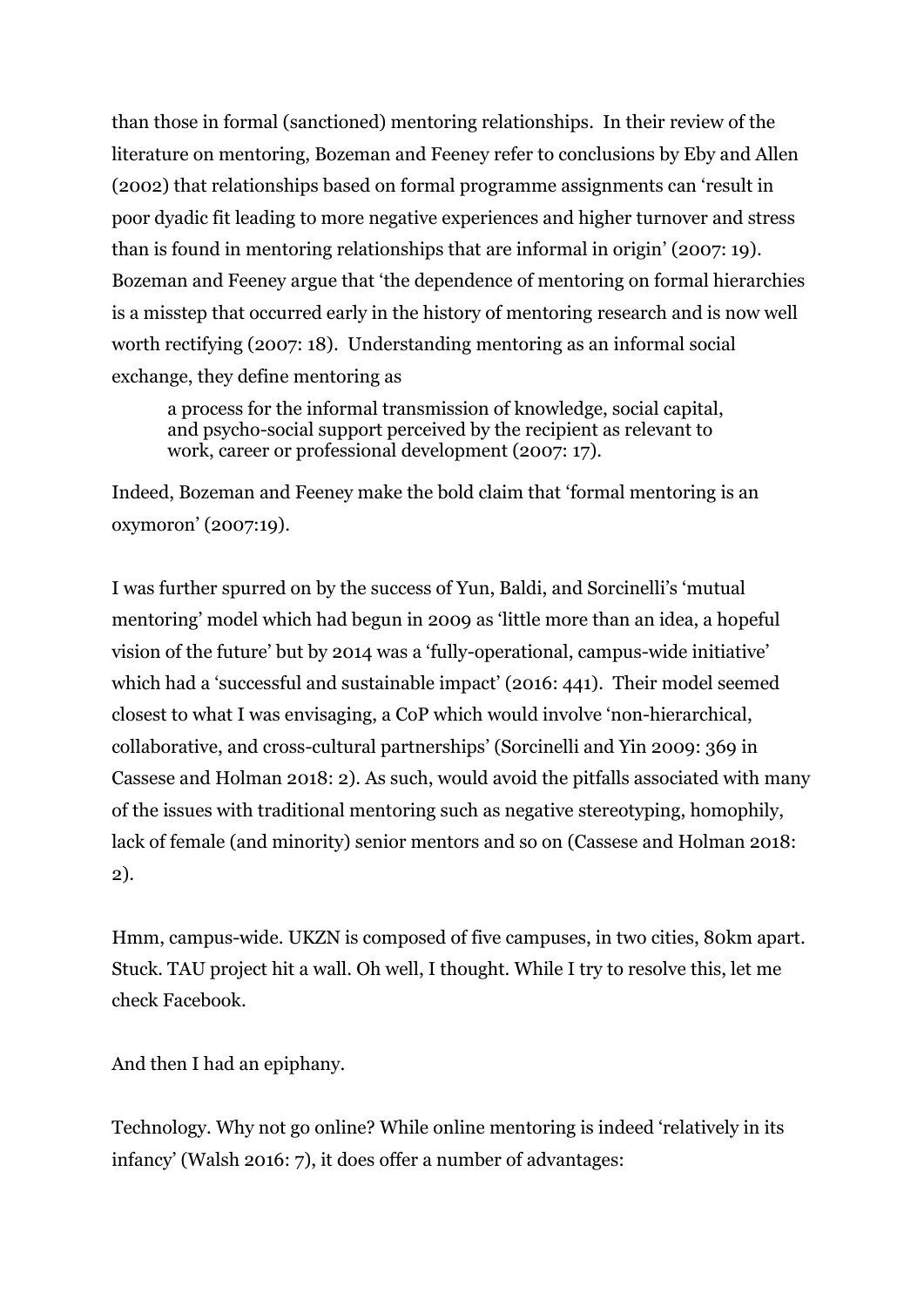than those in formal (sanctioned) mentoring relationships. In their review of the literature on mentoring, Bozeman and Feeney refer to conclusions by Eby and Allen (2002) that relationships based on formal programme assignments can 'result in poor dyadic fit leading to more negative experiences and higher turnover and stress than is found in mentoring relationships that are informal in origin' (2007: 19). Bozeman and Feeney argue that 'the dependence of mentoring on formal hierarchies is a misstep that occurred early in the history of mentoring research and is now well worth rectifying (2007: 18). Understanding mentoring as an informal social exchange, they define mentoring as

> a process for the informal transmission of knowledge, social capital, and psycho-social support perceived by the recipient as relevant to work, career or professional development (2007: 17).

Indeed, Bozeman and Feeney make the bold claim that 'formal mentoring is an oxymoron' (2007:19).

I was further spurred on by the success of Yun, Baldi, and Sorcinelli's 'mutual mentoring' model which had begun in 2009 as 'little more than an idea, a hopeful vision of the future' but by 2014 was a 'fully-operational, campus-wide initiative' which had a 'successful and sustainable impact' (2016: 441). Their model seemed closest to what I was envisaging, a CoP which would involve 'non-hierarchical, collaborative, and cross-cultural partnerships' (Sorcinelli and Yin 2009: 369 in Cassese and Holman 2018: 2). As such, would avoid the pitfalls associated with many of the issues with traditional mentoring such as negative stereotyping, homophily, lack of female (and minority) senior mentors and so on (Cassese and Holman 2018: 2).

Hmm, campus-wide. UKZN is composed of five campuses, in two cities, 80km apart. Stuck. TAU project hit a wall. Oh well, I thought. While I try to resolve this, let me check Facebook.

And then I had an epiphany.

Technology. Why not go online? While online mentoring is indeed 'relatively in its infancy' (Walsh 2016: 7), it does offer a number of advantages: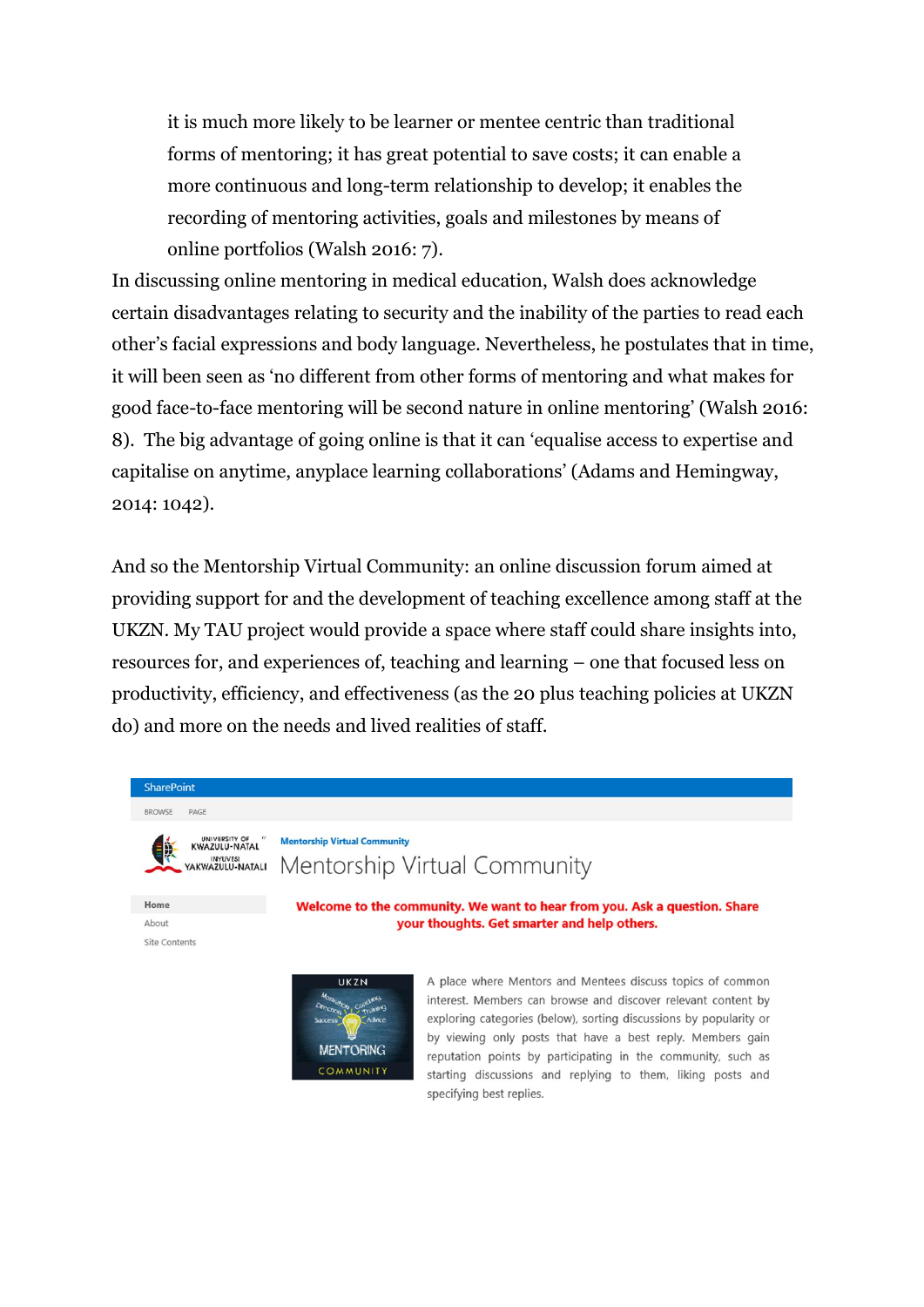> it is much more likely to be learner or mentee centric than traditional forms of mentoring; it has great potential to save costs; it can enable a more continuous and long-term relationship to develop; it enables the recording of mentoring activities, goals and milestones by means of online portfolios (Walsh 2016: 7).

In discussing online mentoring in medical education, Walsh does acknowledge certain disadvantages relating to security and the inability of the parties to read each other's facial expressions and body language. Nevertheless, he postulates that in time, it will been seen as 'no different from other forms of mentoring and what makes for good face-to-face mentoring will be second nature in online mentoring' (Walsh 2016: 8). The big advantage of going online is that it can 'equalise access to expertise and capitalise on anytime, anyplace learning collaborations' (Adams and Hemingway, 2014: 1042).

And so the Mentorship Virtual Community: an online discussion forum aimed at providing support for and the development of teaching excellence among staff at the UKZN. My TAU project would provide a space where staff could share insights into, resources for, and experiences of, teaching and learning – one that focused less on productivity, efficiency, and effectiveness (as the 20 plus teaching policies at UKZN do) and more on the needs and lived realities of staff.

SharePoint

BROWSE PAGE

UNIVERSITY OF KWAZULU-NATAL
INYUVESI YAKWAZULU-NATALI

Mentorship Virtual Community

Mentorship Virtual Community

Home
About
Site Contents

**Welcome to the community. We want to hear from you. Ask a question. Share your thoughts. Get smarter and help others.**

UKZN MENTORING COMMUNITY

A place where Mentors and Mentees discuss topics of common interest. Members can browse and discover relevant content by exploring categories (below), sorting discussions by popularity or by viewing only posts that have a best reply. Members gain reputation points by participating in the community, such as starting discussions and replying to them, liking posts and specifying best replies.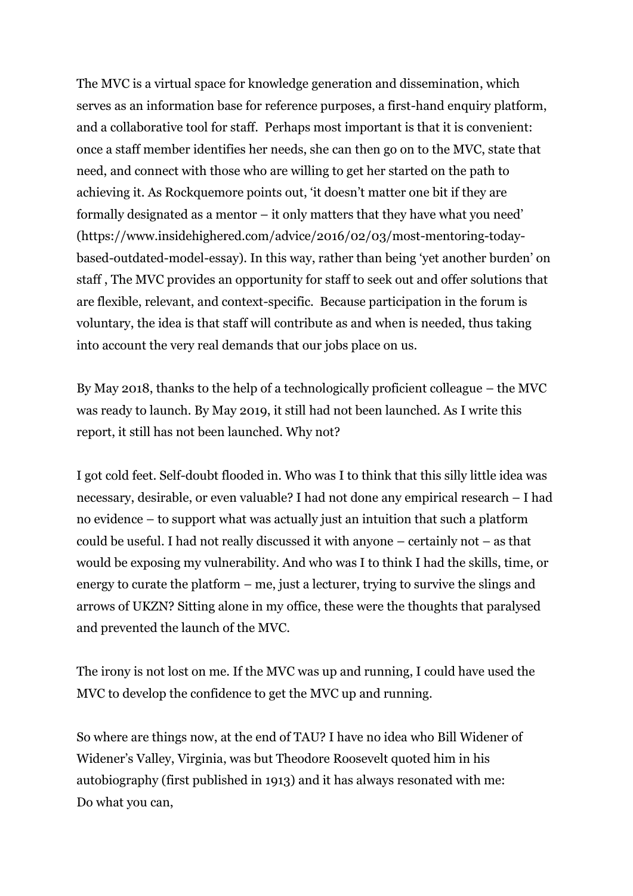The MVC is a virtual space for knowledge generation and dissemination, which serves as an information base for reference purposes, a first-hand enquiry platform, and a collaborative tool for staff. Perhaps most important is that it is convenient: once a staff member identifies her needs, she can then go on to the MVC, state that need, and connect with those who are willing to get her started on the path to achieving it. As Rockquemore points out, 'it doesn't matter one bit if they are formally designated as a mentor – it only matters that they have what you need' (https://www.insidehighered.com/advice/2016/02/03/most-mentoring-today-based-outdated-model-essay). In this way, rather than being 'yet another burden' on staff , The MVC provides an opportunity for staff to seek out and offer solutions that are flexible, relevant, and context-specific. Because participation in the forum is voluntary, the idea is that staff will contribute as and when is needed, thus taking into account the very real demands that our jobs place on us.

By May 2018, thanks to the help of a technologically proficient colleague – the MVC was ready to launch. By May 2019, it still had not been launched. As I write this report, it still has not been launched. Why not?

I got cold feet. Self-doubt flooded in. Who was I to think that this silly little idea was necessary, desirable, or even valuable? I had not done any empirical research – I had no evidence – to support what was actually just an intuition that such a platform could be useful. I had not really discussed it with anyone – certainly not – as that would be exposing my vulnerability. And who was I to think I had the skills, time, or energy to curate the platform – me, just a lecturer, trying to survive the slings and arrows of UKZN? Sitting alone in my office, these were the thoughts that paralysed and prevented the launch of the MVC.

The irony is not lost on me. If the MVC was up and running, I could have used the MVC to develop the confidence to get the MVC up and running.

So where are things now, at the end of TAU? I have no idea who Bill Widener of Widener's Valley, Virginia, was but Theodore Roosevelt quoted him in his autobiography (first published in 1913) and it has always resonated with me:
Do what you can,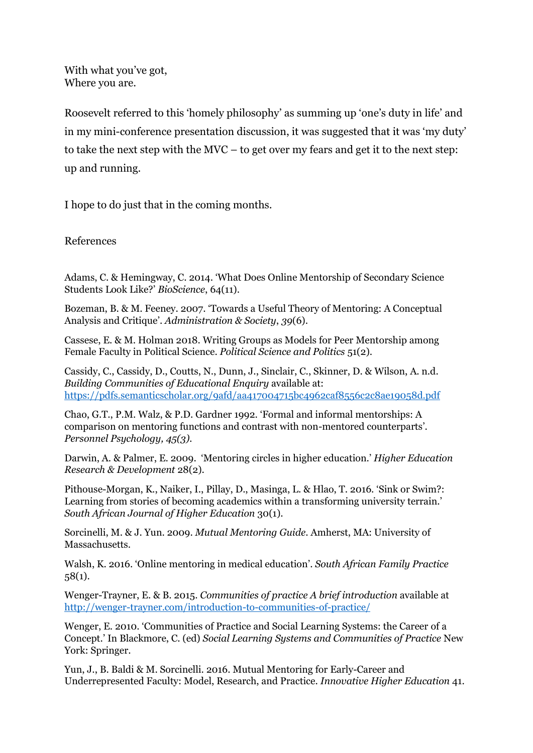With what you've got,  
Where you are.

Roosevelt referred to this 'homely philosophy' as summing up 'one's duty in life' and in my mini-conference presentation discussion, it was suggested that it was 'my duty' to take the next step with the MVC – to get over my fears and get it to the next step: up and running.

I hope to do just that in the coming months.

## References

Adams, C. & Hemingway, C. 2014. 'What Does Online Mentorship of Secondary Science Students Look Like?' *BioScience*, 64(11).

Bozeman, B. & M. Feeney. 2007. 'Towards a Useful Theory of Mentoring: A Conceptual Analysis and Critique'. *Administration & Society*, *39*(6).

Cassese, E. & M. Holman 2018. Writing Groups as Models for Peer Mentorship among Female Faculty in Political Science. *Political Science and Politics* 51(2).

Cassidy, C., Cassidy, D., Coutts, N., Dunn, J., Sinclair, C., Skinner, D. & Wilson, A. n.d. *Building Communities of Educational Enquiry* available at: https://pdfs.semanticscholar.org/9afd/aa417004715bc4962caf8556c2c8ae19058d.pdf

Chao, G.T., P.M. Walz, & P.D. Gardner 1992. 'Formal and informal mentorships: A comparison on mentoring functions and contrast with non-mentored counterparts'. *Personnel Psychology, 45(3).*

Darwin, A. & Palmer, E. 2009. 'Mentoring circles in higher education.' *Higher Education Research & Development* 28(2).

Pithouse-Morgan, K., Naiker, I., Pillay, D., Masinga, L. & Hlao, T. 2016. 'Sink or Swim?: Learning from stories of becoming academics within a transforming university terrain.' *South African Journal of Higher Education* 30(1).

Sorcinelli, M. & J. Yun. 2009. *Mutual Mentoring Guide*. Amherst, MA: University of Massachusetts.

Walsh, K. 2016. 'Online mentoring in medical education'. *South African Family Practice* 58(1).

Wenger-Trayner, E. & B. 2015. *Communities of practice A brief introduction* available at http://wenger-trayner.com/introduction-to-communities-of-practice/

Wenger, E. 2010. 'Communities of Practice and Social Learning Systems: the Career of a Concept.' In Blackmore, C. (ed) *Social Learning Systems and Communities of Practice* New York: Springer.

Yun, J., B. Baldi & M. Sorcinelli. 2016. Mutual Mentoring for Early-Career and Underrepresented Faculty: Model, Research, and Practice. *Innovative Higher Education* 41.